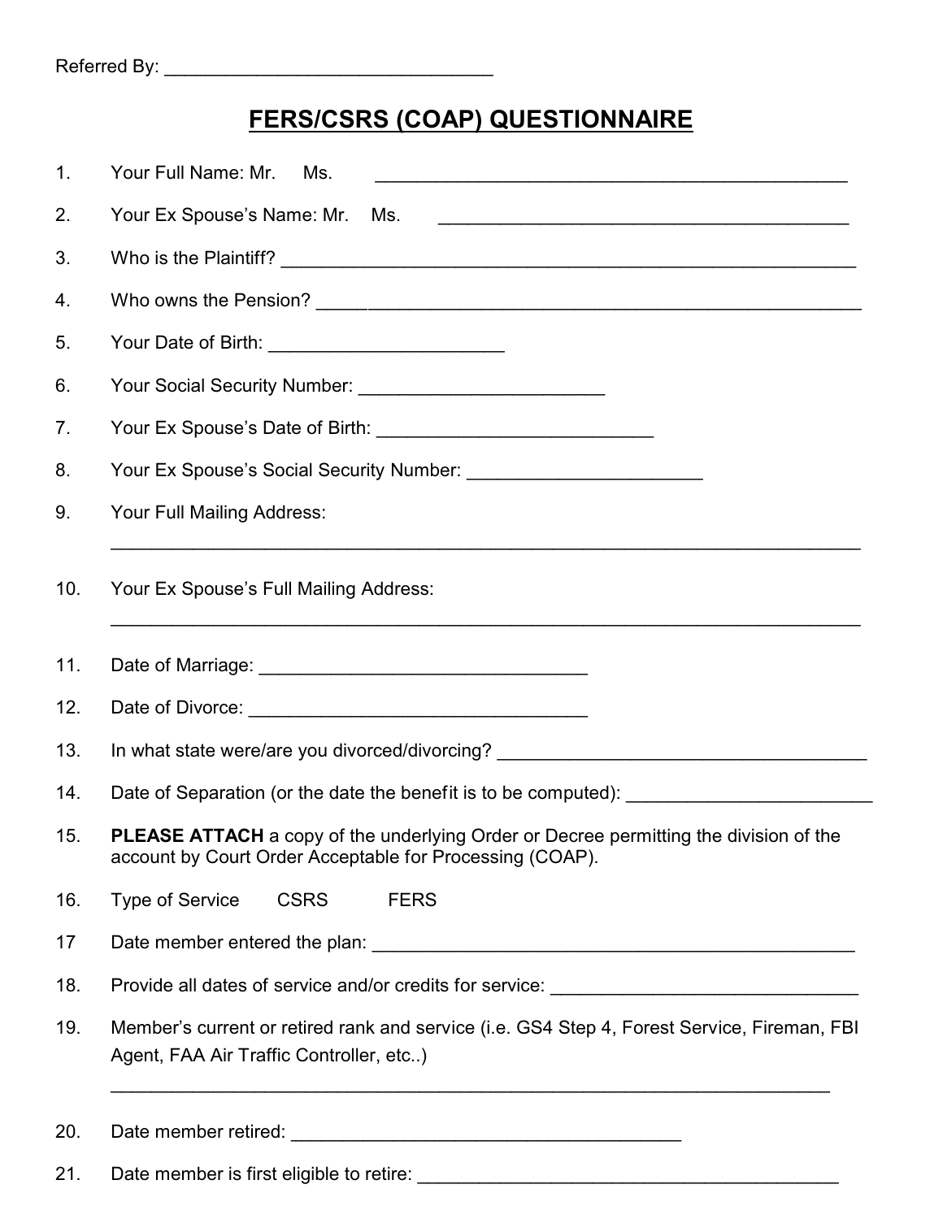Referred By: ________________________________

# FERS/CSRS (COAP) QUESTIONNAIRE

1. Your Full Name: Mr. Ms. ______________________________________________

2. Your Ex Spouse's Name: Mr. Ms. _________________________________________

3. Who is the Plaintiff? _________________________________________________________

4. Who owns the Pension? _____________________________________________________

5. Your Date of Birth: ______________________

6. Your Social Security Number: _______________________

7. Your Ex Spouse's Date of Birth: ___________________________

8. Your Ex Spouse's Social Security Number: _______________________

9. Your Full Mailing Address:

   ___________________________________________________________________________

10. Your Ex Spouse's Full Mailing Address:

    ___________________________________________________________________________

11. Date of Marriage: ________________________________

12. Date of Divorce: _________________________________

13. In what state were/are you divorced/divorcing? ____________________________________

14. Date of Separation (or the date the benefit is to be computed): ________________________

15. **PLEASE ATTACH** a copy of the underlying Order or Decree permitting the division of the account by Court Order Acceptable for Processing (COAP).

16. Type of Service CSRS FERS

17. Date member entered the plan: ________________________________________________

18. Provide all dates of service and/or credits for service: ______________________________

19. Member's current or retired rank and service (i.e. GS4 Step 4, Forest Service, Fireman, FBI Agent, FAA Air Traffic Controller, etc..)

    ______________________________________________________________________

20. Date member retired: ______________________________________

21. Date member is first eligible to retire: __________________________________________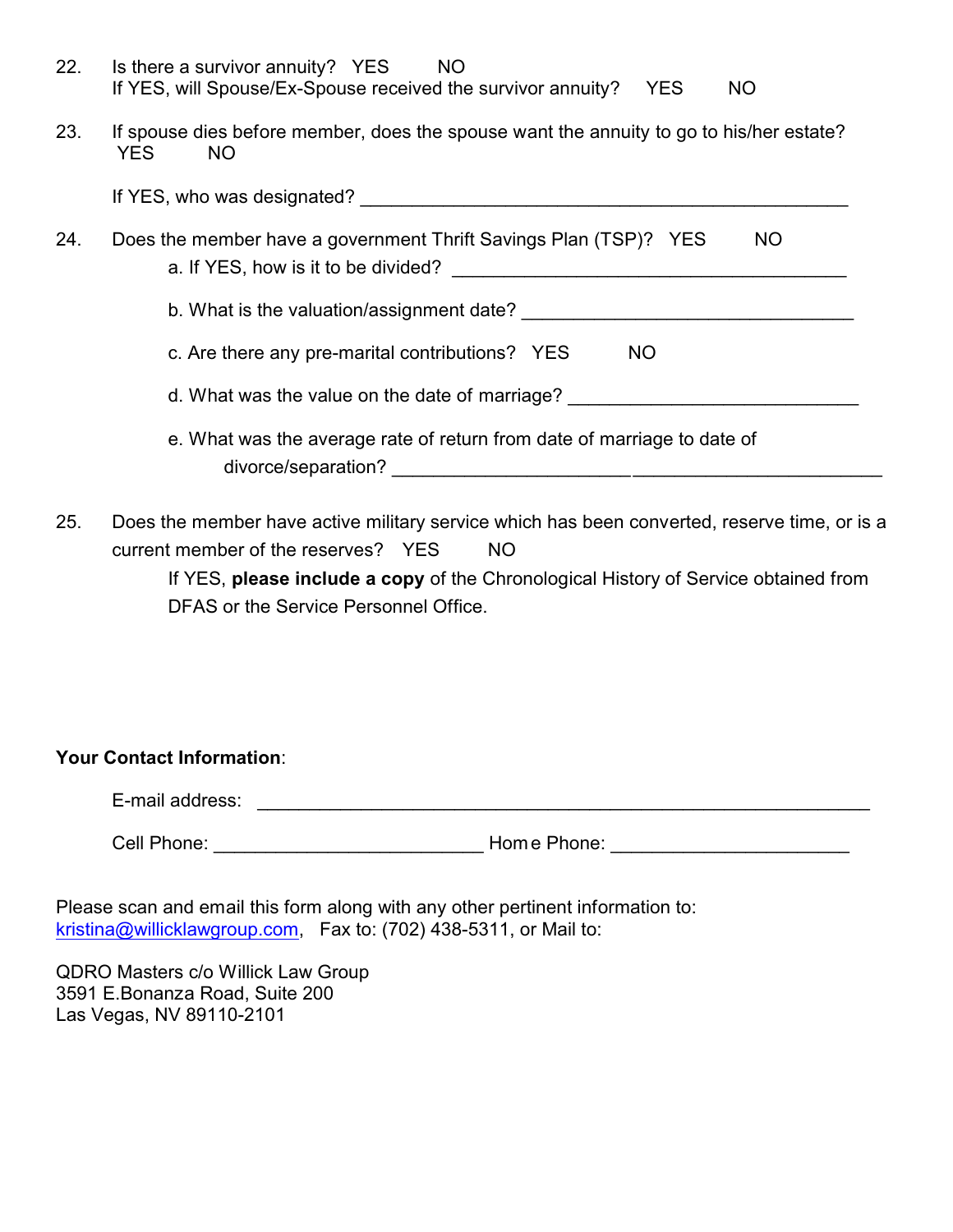22. Is there a survivor annuity? YES NO
    If YES, will Spouse/Ex-Spouse received the survivor annuity? YES NO

23. If spouse dies before member, does the spouse want the annuity to go to his/her estate?
    YES NO

    If YES, who was designated? ______________________________________________

24. Does the member have a government Thrift Savings Plan (TSP)? YES NO

    a. If YES, how is it to be divided? ______________________________________

    b. What is the valuation/assignment date? ________________________________

    c. Are there any pre-marital contributions? YES NO

    d. What was the value on the date of marriage? ___________________________

    e. What was the average rate of return from date of marriage to date of divorce/separation? ________________________________________________

25. Does the member have active military service which has been converted, reserve time, or is a current member of the reserves? YES NO

    If YES, **please include a copy** of the Chronological History of Service obtained from DFAS or the Service Personnel Office.

**Your Contact Information**:

E-mail address: ______________________________________________________________

Cell Phone: __________________________ Home Phone: _______________________

Please scan and email this form along with any other pertinent information to:
kristina@willicklawgroup.com, Fax to: (702) 438-5311, or Mail to:

QDRO Masters c/o Willick Law Group
3591 E.Bonanza Road, Suite 200
Las Vegas, NV 89110-2101